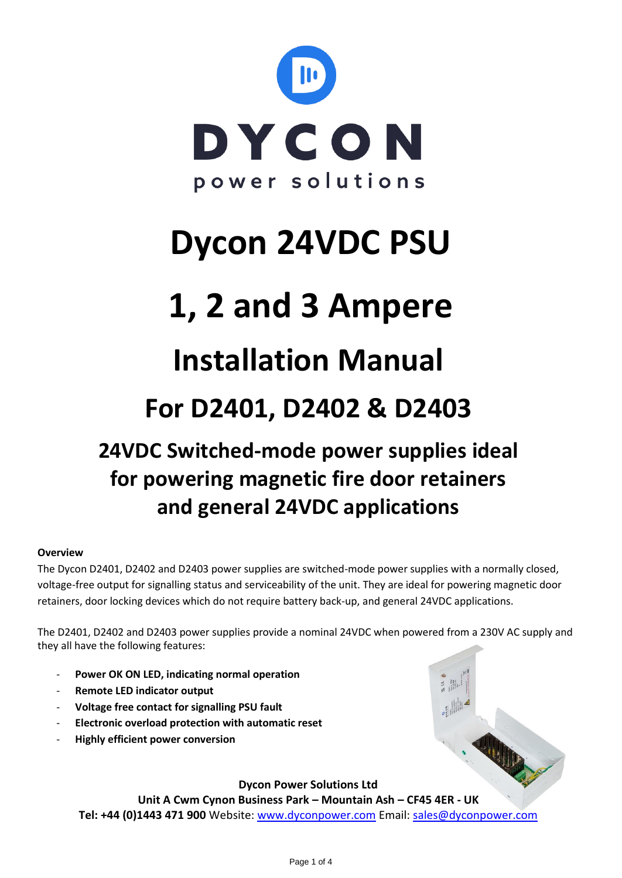DYCON

power solutions

# Dycon 24VDC PSU

# 1, 2 and 3 Ampere

# Installation Manual

## For D2401, D2402 & D2403

### 24VDC Switched-mode power supplies ideal for powering magnetic fire door retainers and general 24VDC applications

**Overview**

The Dycon D2401, D2402 and D2403 power supplies are switched-mode power supplies with a normally closed, voltage-free output for signalling status and serviceability of the unit. They are ideal for powering magnetic door retainers, door locking devices which do not require battery back-up, and general 24VDC applications.

The D2401, D2402 and D2403 power supplies provide a nominal 24VDC when powered from a 230V AC supply and they all have the following features:

- **Power OK ON LED, indicating normal operation**
- **Remote LED indicator output**
- **Voltage free contact for signalling PSU fault**
- **Electronic overload protection with automatic reset**
- **Highly efficient power conversion**

**Dycon Power Solutions Ltd**
**Unit A Cwm Cynon Business Park – Mountain Ash – CF45 4ER - UK**
**Tel: +44 (0)1443 471 900** Website: www.dyconpower.com Email: sales@dyconpower.com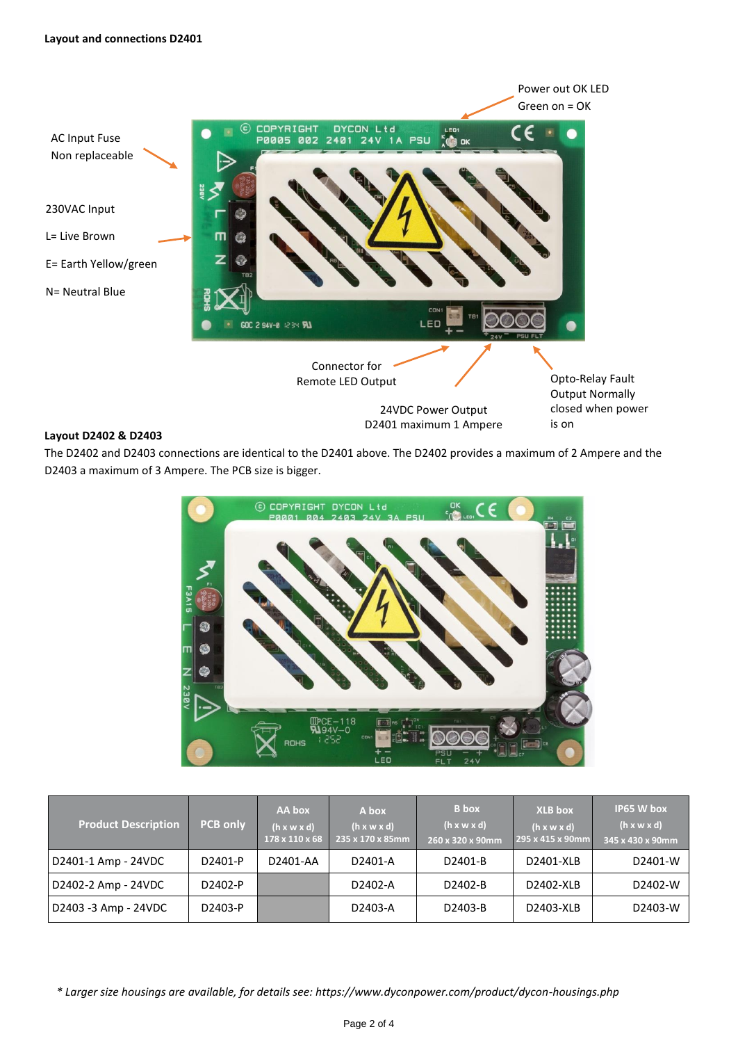**Layout and connections D2401**

Power out OK LED
Green on = OK

AC Input Fuse
Non replaceable

230VAC Input

L= Live Brown

E= Earth Yellow/green

N= Neutral Blue

Connector for
Remote LED Output

24VDC Power Output
D2401 maximum 1 Ampere

Opto-Relay Fault
Output Normally
closed when power
is on

**Layout D2402 & D2403**

The D2402 and D2403 connections are identical to the D2401 above. The D2402 provides a maximum of 2 Ampere and the D2403 a maximum of 3 Ampere. The PCB size is bigger.

| Product Description | PCB only | AA box (h x w x d) 178 x 110 x 68 | A box (h x w x d) 235 x 170 x 85mm | B box (h x w x d) 260 x 320 x 90mm | XLB box (h x w x d) 295 x 415 x 90mm | IP65 W box (h x w x d) 345 x 430 x 90mm |
|---|---|---|---|---|---|---|
| D2401-1 Amp - 24VDC | D2401-P | D2401-AA | D2401-A | D2401-B | D2401-XLB | D2401-W |
| D2402-2 Amp - 24VDC | D2402-P | | D2402-A | D2402-B | D2402-XLB | D2402-W |
| D2403 -3 Amp - 24VDC | D2403-P | | D2403-A | D2403-B | D2403-XLB | D2403-W |

*\* Larger size housings are available, for details see: https://www.dyconpower.com/product/dycon-housings.php*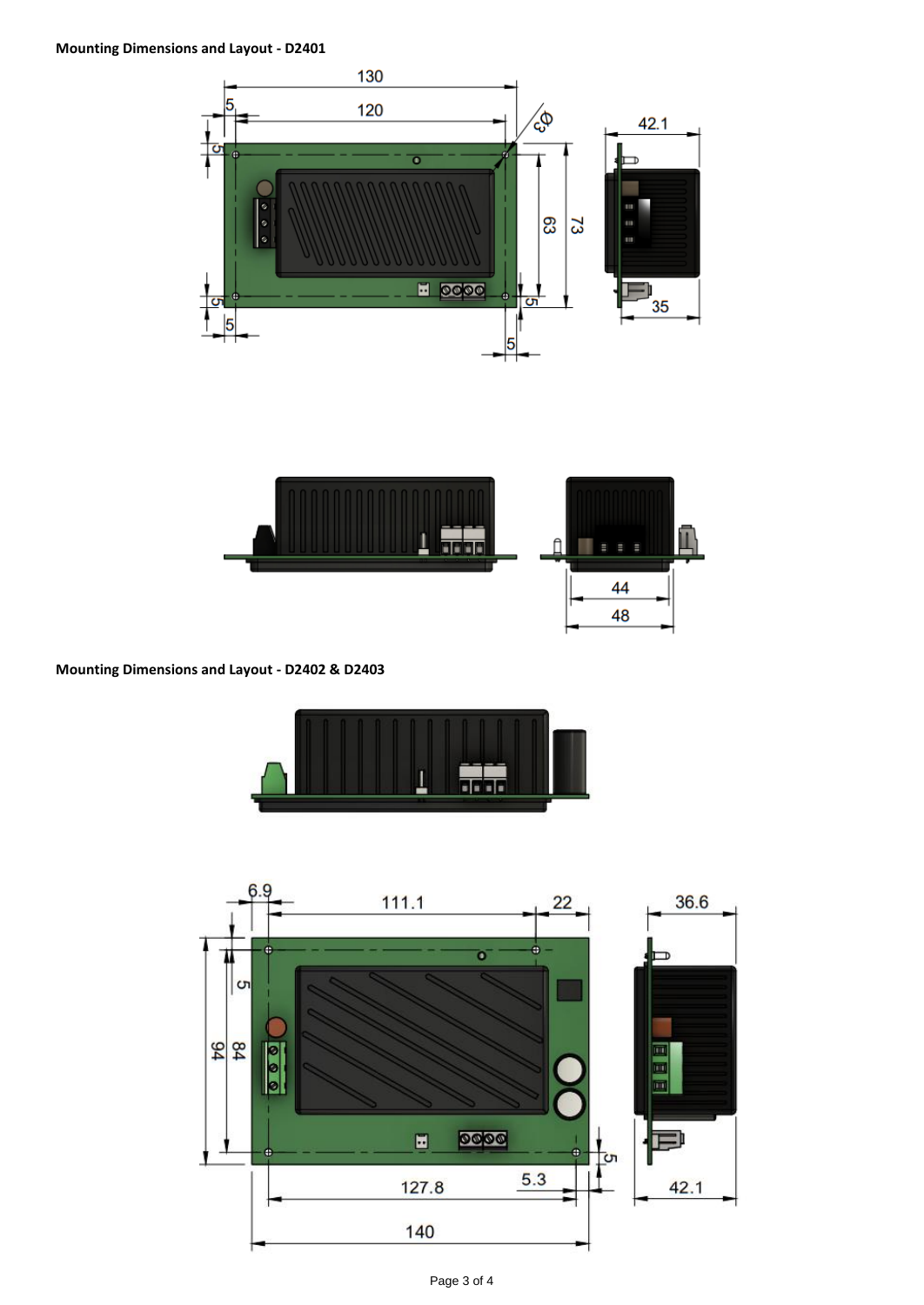**Mounting Dimensions and Layout - D2401**

**Mounting Dimensions and Layout - D2402 & D2403**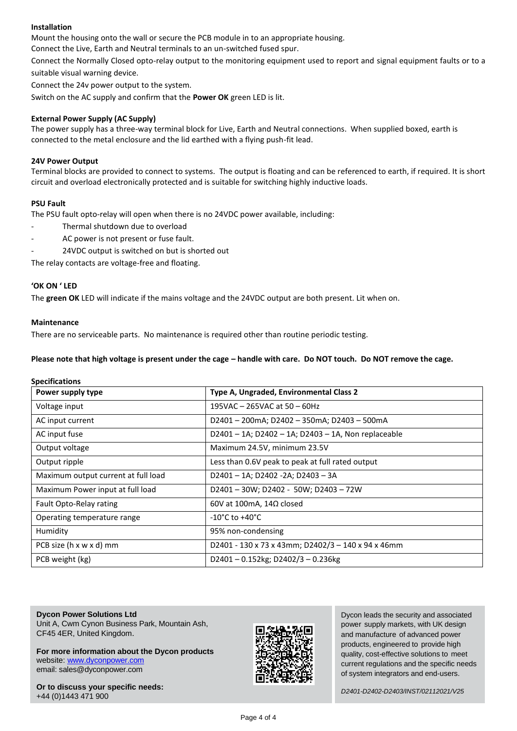### Installation

Mount the housing onto the wall or secure the PCB module in to an appropriate housing.

Connect the Live, Earth and Neutral terminals to an un-switched fused spur.

Connect the Normally Closed opto-relay output to the monitoring equipment used to report and signal equipment faults or to a suitable visual warning device.

Connect the 24v power output to the system.

Switch on the AC supply and confirm that the **Power OK** green LED is lit.

### External Power Supply (AC Supply)

The power supply has a three-way terminal block for Live, Earth and Neutral connections. When supplied boxed, earth is connected to the metal enclosure and the lid earthed with a flying push-fit lead.

### 24V Power Output

Terminal blocks are provided to connect to systems. The output is floating and can be referenced to earth, if required. It is short circuit and overload electronically protected and is suitable for switching highly inductive loads.

### PSU Fault

The PSU fault opto-relay will open when there is no 24VDC power available, including:

- Thermal shutdown due to overload
- AC power is not present or fuse fault.
- 24VDC output is switched on but is shorted out

The relay contacts are voltage-free and floating.

### 'OK ON ' LED

The **green OK** LED will indicate if the mains voltage and the 24VDC output are both present. Lit when on.

### Maintenance

There are no serviceable parts. No maintenance is required other than routine periodic testing.

**Please note that high voltage is present under the cage – handle with care. Do NOT touch. Do NOT remove the cage.**

### Specifications

| **Power supply type** | **Type A, Ungraded, Environmental Class 2** |
|---|---|
| Voltage input | 195VAC – 265VAC at 50 – 60Hz |
| AC input current | D2401 – 200mA; D2402 – 350mA; D2403 – 500mA |
| AC input fuse | D2401 – 1A; D2402 – 1A; D2403 – 1A, Non replaceable |
| Output voltage | Maximum 24.5V, minimum 23.5V |
| Output ripple | Less than 0.6V peak to peak at full rated output |
| Maximum output current at full load | D2401 – 1A; D2402 -2A; D2403 – 3A |
| Maximum Power input at full load | D2401 – 30W; D2402 - 50W; D2403 – 72W |
| Fault Opto-Relay rating | 60V at 100mA, 14Ω closed |
| Operating temperature range | -10°C to +40°C |
| Humidity | 95% non-condensing |
| PCB size (h x w x d) mm | D2401 - 130 x 73 x 43mm; D2402/3 – 140 x 94 x 46mm |
| PCB weight (kg) | D2401 – 0.152kg; D2402/3 – 0.236kg |

**Dycon Power Solutions Ltd**
Unit A, Cwm Cynon Business Park, Mountain Ash,
CF45 4ER, United Kingdom.

**For more information about the Dycon products**
website: www.dyconpower.com
email: sales@dyconpower.com

**Or to discuss your specific needs:**
+44 (0)1443 471 900

Dycon leads the security and associated power supply markets, with UK design and manufacture of advanced power products, engineered to provide high quality, cost-effective solutions to meet current regulations and the specific needs of system integrators and end-users.

*D2401-D2402-D2403/INST/02112021/V25*